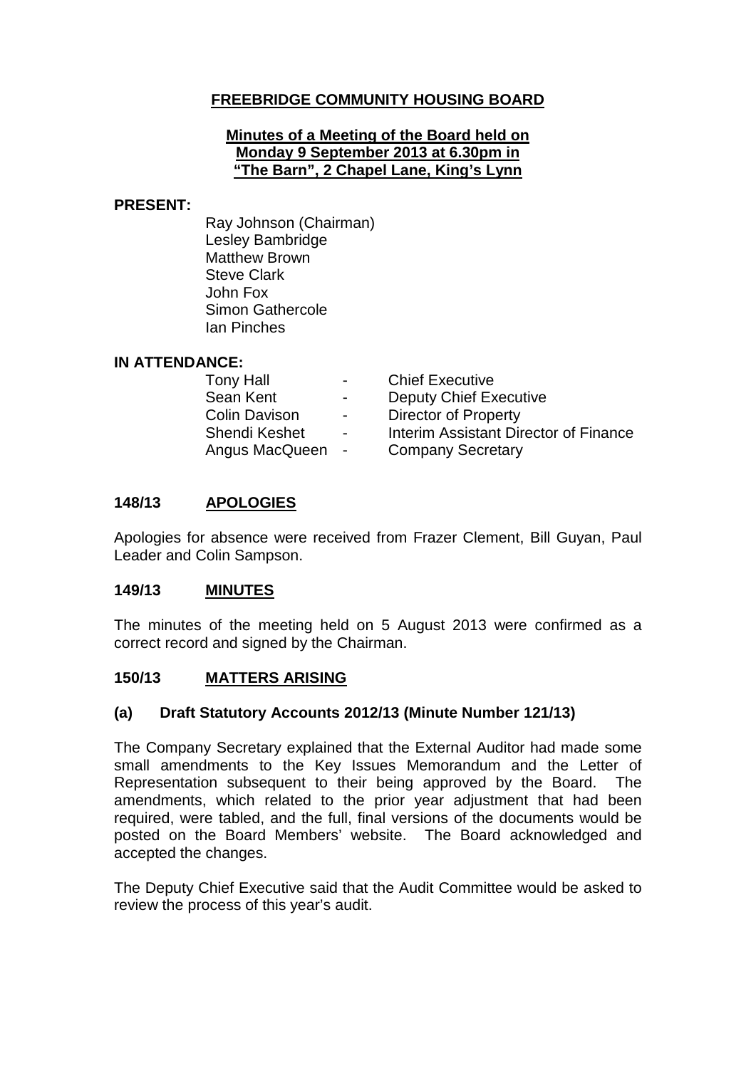# FREEBRIDGE COMMUNITY HOUSING BOARD

**Minutes of a Meeting of the Board held on Monday 9 September 2013 at 6.30pm in "The Barn", 2 Chapel Lane, King's Lynn**

**PRESENT:**

Ray Johnson (Chairman)
Lesley Bambridge
Matthew Brown
Steve Clark
John Fox
Simon Gathercole
Ian Pinches

**IN ATTENDANCE:**

| | | |
|---|---|---|
| Tony Hall | - | Chief Executive |
| Sean Kent | - | Deputy Chief Executive |
| Colin Davison | - | Director of Property |
| Shendi Keshet | - | Interim Assistant Director of Finance |
| Angus MacQueen | - | Company Secretary |

## 148/13 APOLOGIES

Apologies for absence were received from Frazer Clement, Bill Guyan, Paul Leader and Colin Sampson.

## 149/13 MINUTES

The minutes of the meeting held on 5 August 2013 were confirmed as a correct record and signed by the Chairman.

## 150/13 MATTERS ARISING

### (a) Draft Statutory Accounts 2012/13 (Minute Number 121/13)

The Company Secretary explained that the External Auditor had made some small amendments to the Key Issues Memorandum and the Letter of Representation subsequent to their being approved by the Board. The amendments, which related to the prior year adjustment that had been required, were tabled, and the full, final versions of the documents would be posted on the Board Members' website. The Board acknowledged and accepted the changes.

The Deputy Chief Executive said that the Audit Committee would be asked to review the process of this year's audit.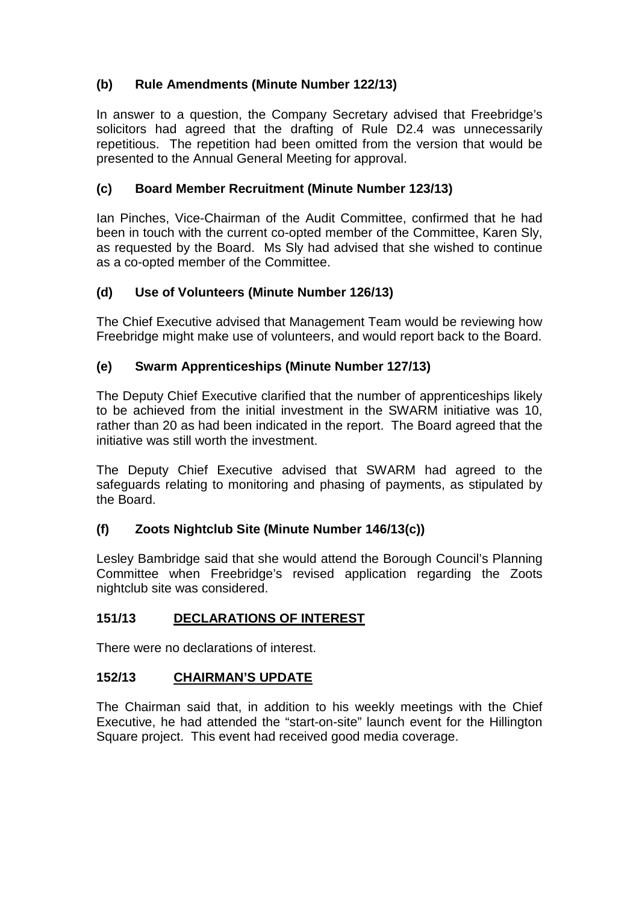### (b) Rule Amendments (Minute Number 122/13)

In answer to a question, the Company Secretary advised that Freebridge's solicitors had agreed that the drafting of Rule D2.4 was unnecessarily repetitious. The repetition had been omitted from the version that would be presented to the Annual General Meeting for approval.

### (c) Board Member Recruitment (Minute Number 123/13)

Ian Pinches, Vice-Chairman of the Audit Committee, confirmed that he had been in touch with the current co-opted member of the Committee, Karen Sly, as requested by the Board. Ms Sly had advised that she wished to continue as a co-opted member of the Committee.

### (d) Use of Volunteers (Minute Number 126/13)

The Chief Executive advised that Management Team would be reviewing how Freebridge might make use of volunteers, and would report back to the Board.

### (e) Swarm Apprenticeships (Minute Number 127/13)

The Deputy Chief Executive clarified that the number of apprenticeships likely to be achieved from the initial investment in the SWARM initiative was 10, rather than 20 as had been indicated in the report. The Board agreed that the initiative was still worth the investment.

The Deputy Chief Executive advised that SWARM had agreed to the safeguards relating to monitoring and phasing of payments, as stipulated by the Board.

### (f) Zoots Nightclub Site (Minute Number 146/13(c))

Lesley Bambridge said that she would attend the Borough Council's Planning Committee when Freebridge's revised application regarding the Zoots nightclub site was considered.

## 151/13 DECLARATIONS OF INTEREST

There were no declarations of interest.

## 152/13 CHAIRMAN'S UPDATE

The Chairman said that, in addition to his weekly meetings with the Chief Executive, he had attended the "start-on-site" launch event for the Hillington Square project. This event had received good media coverage.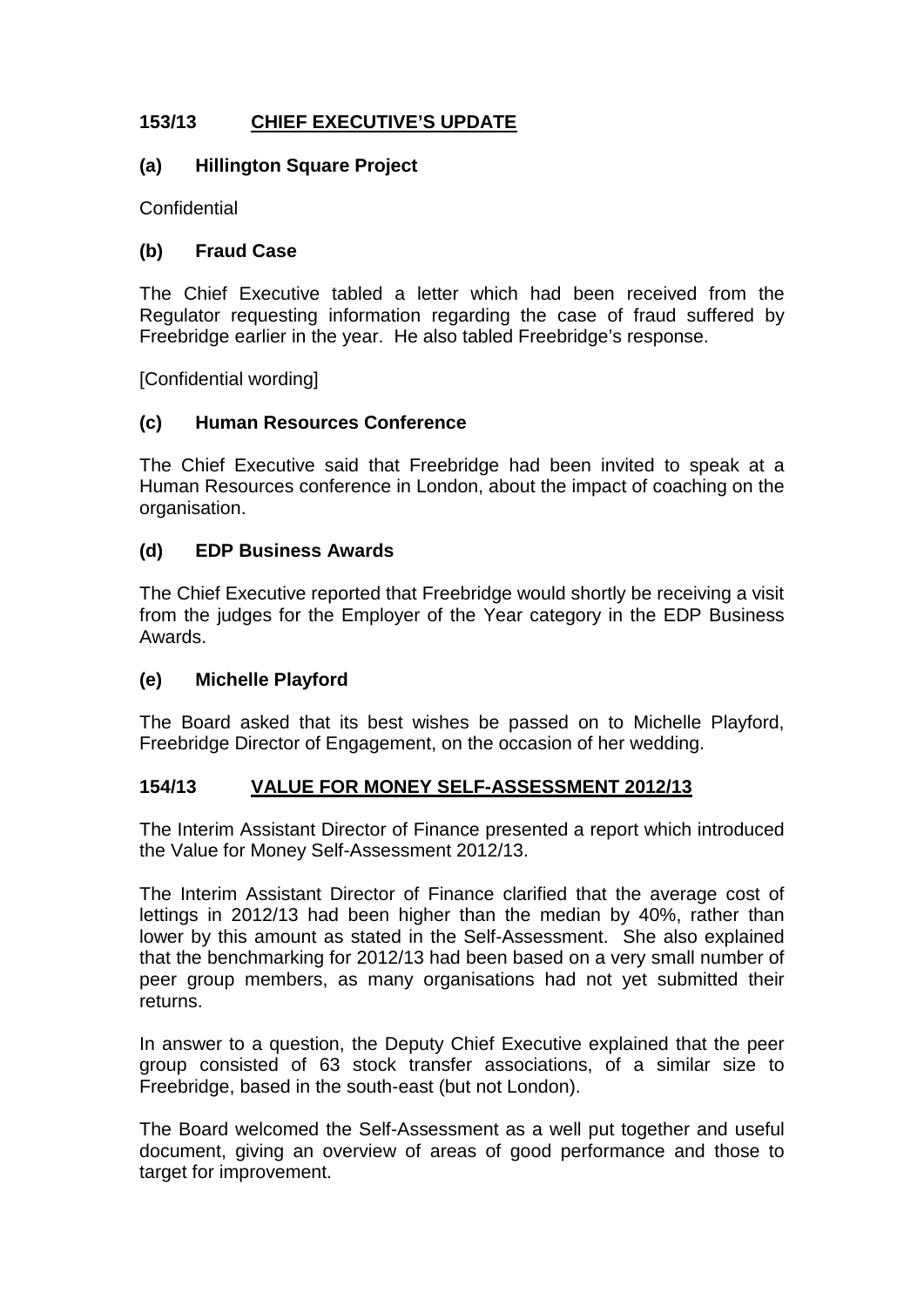## 153/13 CHIEF EXECUTIVE'S UPDATE

### (a) Hillington Square Project

Confidential

### (b) Fraud Case

The Chief Executive tabled a letter which had been received from the Regulator requesting information regarding the case of fraud suffered by Freebridge earlier in the year. He also tabled Freebridge's response.

[Confidential wording]

### (c) Human Resources Conference

The Chief Executive said that Freebridge had been invited to speak at a Human Resources conference in London, about the impact of coaching on the organisation.

### (d) EDP Business Awards

The Chief Executive reported that Freebridge would shortly be receiving a visit from the judges for the Employer of the Year category in the EDP Business Awards.

### (e) Michelle Playford

The Board asked that its best wishes be passed on to Michelle Playford, Freebridge Director of Engagement, on the occasion of her wedding.

## 154/13 VALUE FOR MONEY SELF-ASSESSMENT 2012/13

The Interim Assistant Director of Finance presented a report which introduced the Value for Money Self-Assessment 2012/13.

The Interim Assistant Director of Finance clarified that the average cost of lettings in 2012/13 had been higher than the median by 40%, rather than lower by this amount as stated in the Self-Assessment. She also explained that the benchmarking for 2012/13 had been based on a very small number of peer group members, as many organisations had not yet submitted their returns.

In answer to a question, the Deputy Chief Executive explained that the peer group consisted of 63 stock transfer associations, of a similar size to Freebridge, based in the south-east (but not London).

The Board welcomed the Self-Assessment as a well put together and useful document, giving an overview of areas of good performance and those to target for improvement.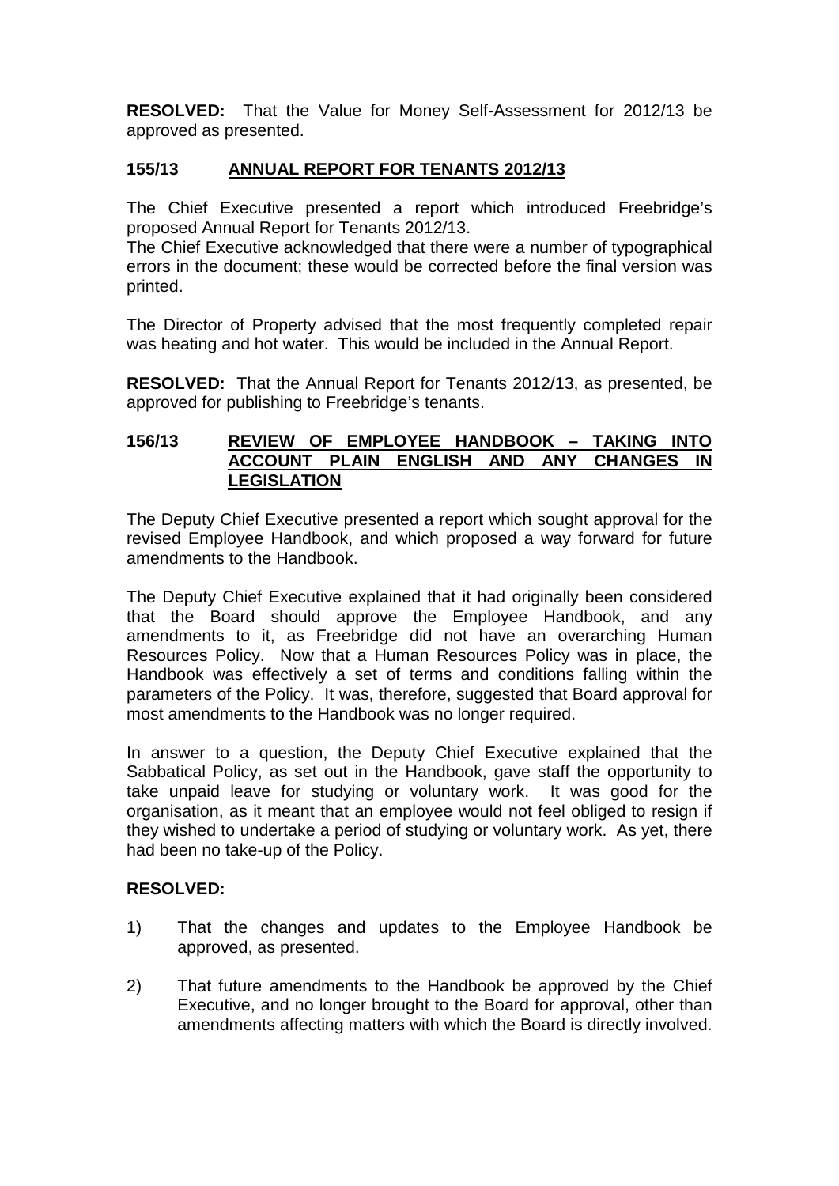**RESOLVED:** That the Value for Money Self-Assessment for 2012/13 be approved as presented.

## 155/13 ANNUAL REPORT FOR TENANTS 2012/13

The Chief Executive presented a report which introduced Freebridge's proposed Annual Report for Tenants 2012/13.
The Chief Executive acknowledged that there were a number of typographical errors in the document; these would be corrected before the final version was printed.

The Director of Property advised that the most frequently completed repair was heating and hot water. This would be included in the Annual Report.

**RESOLVED:** That the Annual Report for Tenants 2012/13, as presented, be approved for publishing to Freebridge's tenants.

## 156/13 REVIEW OF EMPLOYEE HANDBOOK – TAKING INTO ACCOUNT PLAIN ENGLISH AND ANY CHANGES IN LEGISLATION

The Deputy Chief Executive presented a report which sought approval for the revised Employee Handbook, and which proposed a way forward for future amendments to the Handbook.

The Deputy Chief Executive explained that it had originally been considered that the Board should approve the Employee Handbook, and any amendments to it, as Freebridge did not have an overarching Human Resources Policy. Now that a Human Resources Policy was in place, the Handbook was effectively a set of terms and conditions falling within the parameters of the Policy. It was, therefore, suggested that Board approval for most amendments to the Handbook was no longer required.

In answer to a question, the Deputy Chief Executive explained that the Sabbatical Policy, as set out in the Handbook, gave staff the opportunity to take unpaid leave for studying or voluntary work. It was good for the organisation, as it meant that an employee would not feel obliged to resign if they wished to undertake a period of studying or voluntary work. As yet, there had been no take-up of the Policy.

**RESOLVED:**

1) That the changes and updates to the Employee Handbook be approved, as presented.

2) That future amendments to the Handbook be approved by the Chief Executive, and no longer brought to the Board for approval, other than amendments affecting matters with which the Board is directly involved.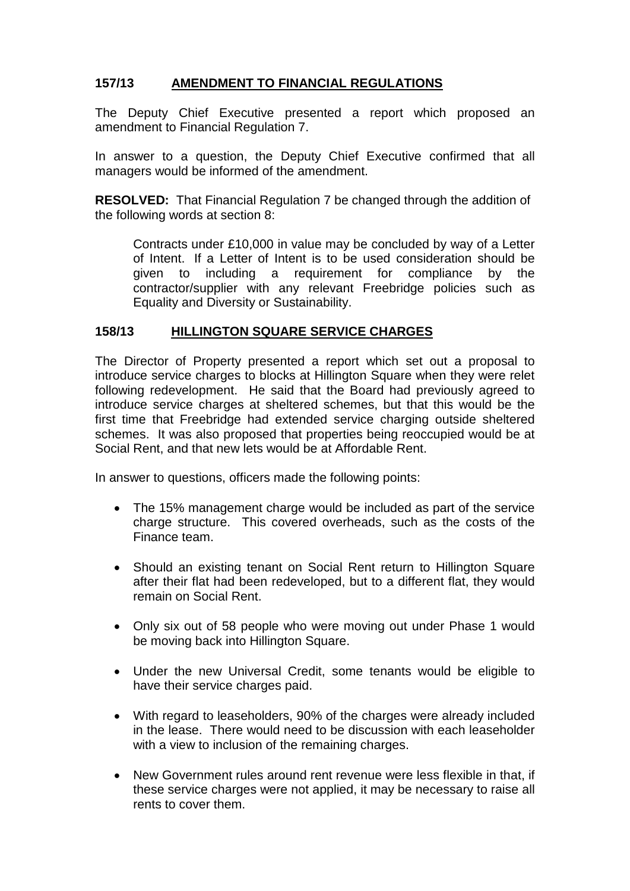## 157/13 AMENDMENT TO FINANCIAL REGULATIONS

The Deputy Chief Executive presented a report which proposed an amendment to Financial Regulation 7.

In answer to a question, the Deputy Chief Executive confirmed that all managers would be informed of the amendment.

**RESOLVED:** That Financial Regulation 7 be changed through the addition of the following words at section 8:

> Contracts under £10,000 in value may be concluded by way of a Letter of Intent. If a Letter of Intent is to be used consideration should be given to including a requirement for compliance by the contractor/supplier with any relevant Freebridge policies such as Equality and Diversity or Sustainability.

## 158/13 HILLINGTON SQUARE SERVICE CHARGES

The Director of Property presented a report which set out a proposal to introduce service charges to blocks at Hillington Square when they were relet following redevelopment. He said that the Board had previously agreed to introduce service charges at sheltered schemes, but that this would be the first time that Freebridge had extended service charging outside sheltered schemes. It was also proposed that properties being reoccupied would be at Social Rent, and that new lets would be at Affordable Rent.

In answer to questions, officers made the following points:

- The 15% management charge would be included as part of the service charge structure. This covered overheads, such as the costs of the Finance team.
- Should an existing tenant on Social Rent return to Hillington Square after their flat had been redeveloped, but to a different flat, they would remain on Social Rent.
- Only six out of 58 people who were moving out under Phase 1 would be moving back into Hillington Square.
- Under the new Universal Credit, some tenants would be eligible to have their service charges paid.
- With regard to leaseholders, 90% of the charges were already included in the lease. There would need to be discussion with each leaseholder with a view to inclusion of the remaining charges.
- New Government rules around rent revenue were less flexible in that, if these service charges were not applied, it may be necessary to raise all rents to cover them.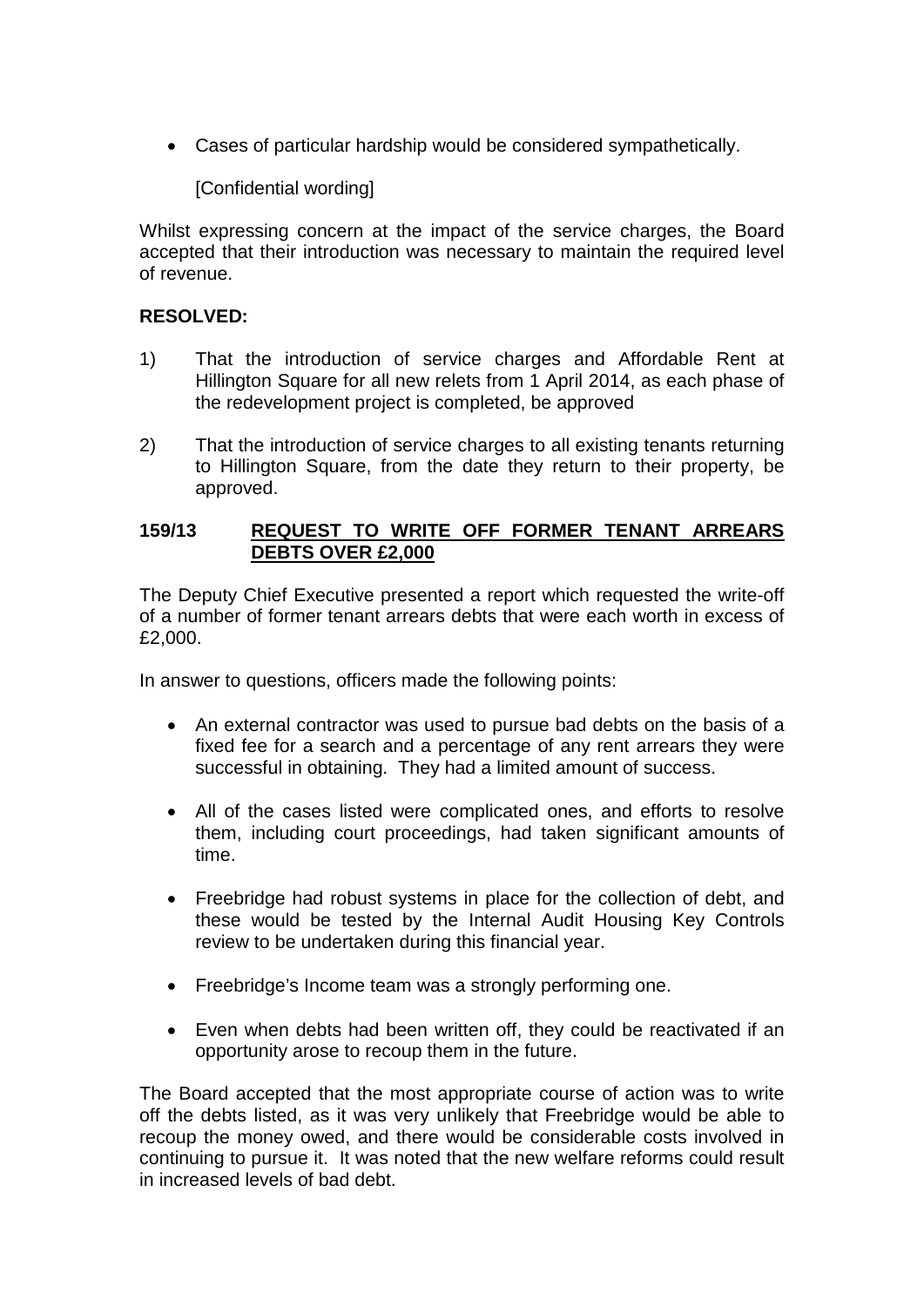- Cases of particular hardship would be considered sympathetically.

  [Confidential wording]

Whilst expressing concern at the impact of the service charges, the Board accepted that their introduction was necessary to maintain the required level of revenue.

**RESOLVED:**

1) That the introduction of service charges and Affordable Rent at Hillington Square for all new relets from 1 April 2014, as each phase of the redevelopment project is completed, be approved

2) That the introduction of service charges to all existing tenants returning to Hillington Square, from the date they return to their property, be approved.

## 159/13 REQUEST TO WRITE OFF FORMER TENANT ARREARS DEBTS OVER £2,000

The Deputy Chief Executive presented a report which requested the write-off of a number of former tenant arrears debts that were each worth in excess of £2,000.

In answer to questions, officers made the following points:

- An external contractor was used to pursue bad debts on the basis of a fixed fee for a search and a percentage of any rent arrears they were successful in obtaining. They had a limited amount of success.

- All of the cases listed were complicated ones, and efforts to resolve them, including court proceedings, had taken significant amounts of time.

- Freebridge had robust systems in place for the collection of debt, and these would be tested by the Internal Audit Housing Key Controls review to be undertaken during this financial year.

- Freebridge's Income team was a strongly performing one.

- Even when debts had been written off, they could be reactivated if an opportunity arose to recoup them in the future.

The Board accepted that the most appropriate course of action was to write off the debts listed, as it was very unlikely that Freebridge would be able to recoup the money owed, and there would be considerable costs involved in continuing to pursue it. It was noted that the new welfare reforms could result in increased levels of bad debt.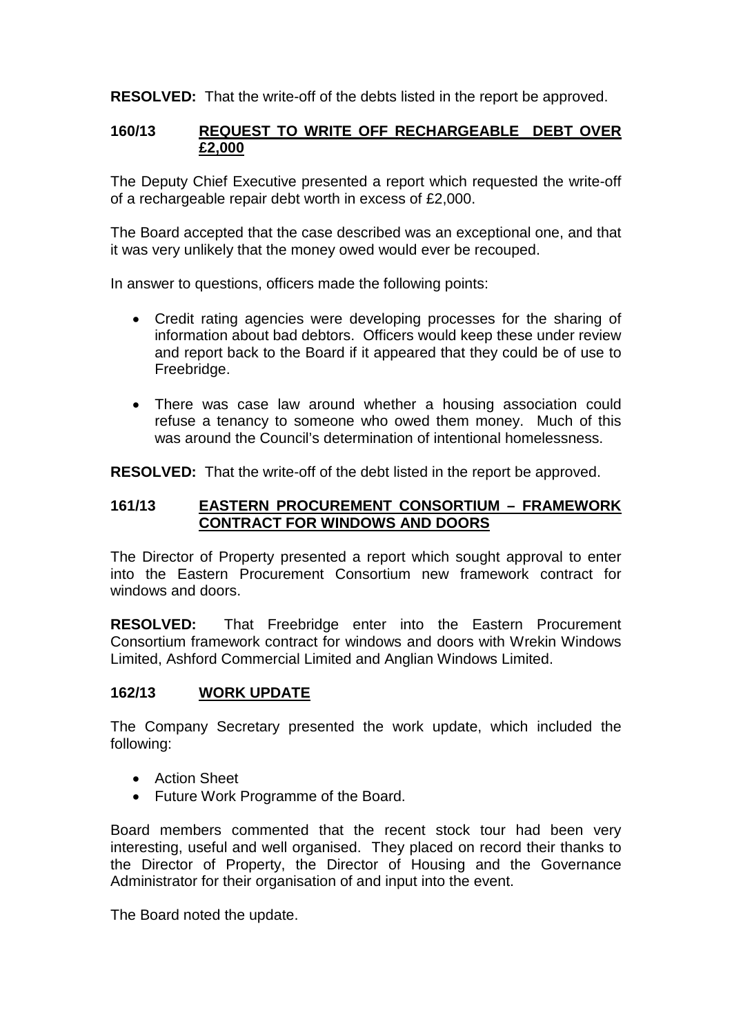**RESOLVED:** That the write-off of the debts listed in the report be approved.

## 160/13 REQUEST TO WRITE OFF RECHARGEABLE DEBT OVER £2,000

The Deputy Chief Executive presented a report which requested the write-off of a rechargeable repair debt worth in excess of £2,000.

The Board accepted that the case described was an exceptional one, and that it was very unlikely that the money owed would ever be recouped.

In answer to questions, officers made the following points:

- Credit rating agencies were developing processes for the sharing of information about bad debtors. Officers would keep these under review and report back to the Board if it appeared that they could be of use to Freebridge.
- There was case law around whether a housing association could refuse a tenancy to someone who owed them money. Much of this was around the Council's determination of intentional homelessness.

**RESOLVED:** That the write-off of the debt listed in the report be approved.

## 161/13 EASTERN PROCUREMENT CONSORTIUM – FRAMEWORK CONTRACT FOR WINDOWS AND DOORS

The Director of Property presented a report which sought approval to enter into the Eastern Procurement Consortium new framework contract for windows and doors.

**RESOLVED:** That Freebridge enter into the Eastern Procurement Consortium framework contract for windows and doors with Wrekin Windows Limited, Ashford Commercial Limited and Anglian Windows Limited.

## 162/13 WORK UPDATE

The Company Secretary presented the work update, which included the following:

- Action Sheet
- Future Work Programme of the Board.

Board members commented that the recent stock tour had been very interesting, useful and well organised. They placed on record their thanks to the Director of Property, the Director of Housing and the Governance Administrator for their organisation of and input into the event.

The Board noted the update.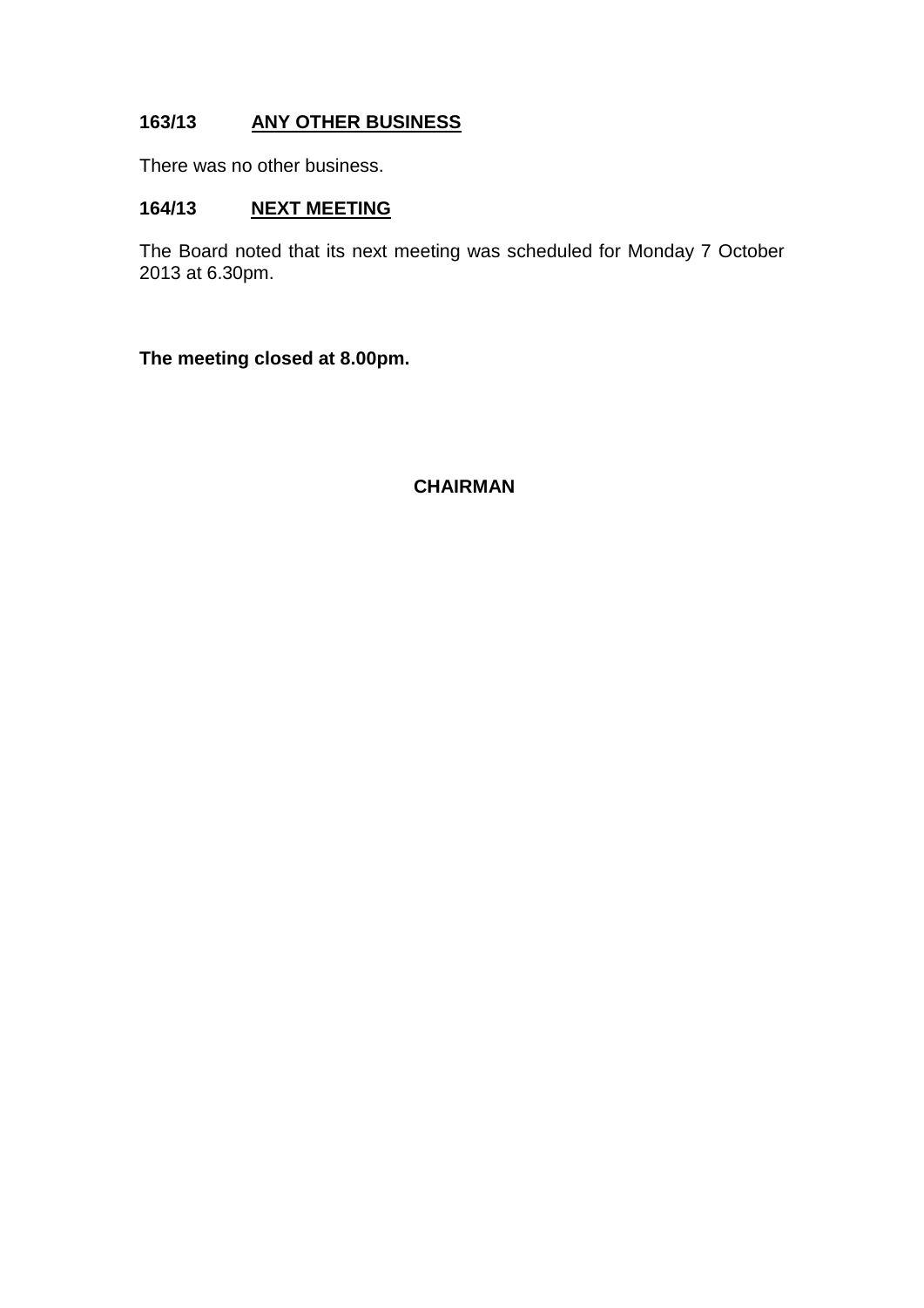**163/13 ANY OTHER BUSINESS**

There was no other business.

**164/13 NEXT MEETING**

The Board noted that its next meeting was scheduled for Monday 7 October 2013 at 6.30pm.

**The meeting closed at 8.00pm.**

**CHAIRMAN**